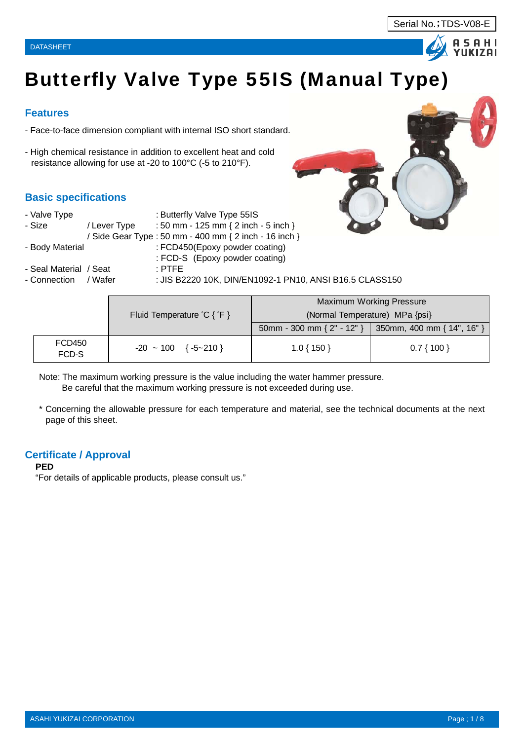Serial No.；TDS-V08-E

DATASHEET

# Butterfly Valve Type 55IS (Manual Type)

## Features

- Face-to-face dimension compliant with internal ISO short standard.

- High chemical resistance in addition to excellent heat and cold resistance allowing for use at -20 to 100°C (-5 to 210°F).

## Basic specifications

| | | |
|---|---|---|
| - Valve Type | | : Butterfly Valve Type 55IS |
| - Size | / Lever Type | : 50 mm - 125 mm { 2 inch - 5 inch } |
| | / Side Gear Type | : 50 mm - 400 mm { 2 inch - 16 inch } |
| - Body Material | | : FCD450(Epoxy powder coating) |
| | | : FCD-S (Epoxy powder coating) |
| - Seal Material | / Seat | : PTFE |
| - Connection | / Wafer | : JIS B2220 10K, DIN/EN1092-1 PN10, ANSI B16.5 CLASS150 |

| | Fluid Temperature ˚C { ˚F } | Maximum Working Pressure (Normal Temperature) MPa {psi} | |
|---|---|---|---|
| | | 50mm - 300 mm { 2" - 12" } | 350mm, 400 mm { 14", 16" } |
| FCD450 FCD-S | -20 ~ 100 { -5~210 } | 1.0 { 150 } | 0.7 { 100 } |

Note: The maximum working pressure is the value including the water hammer pressure.
Be careful that the maximum working pressure is not exceeded during use.

\* Concerning the allowable pressure for each temperature and material, see the technical documents at the next page of this sheet.

## Certificate / Approval

**PED**

"For details of applicable products, please consult us."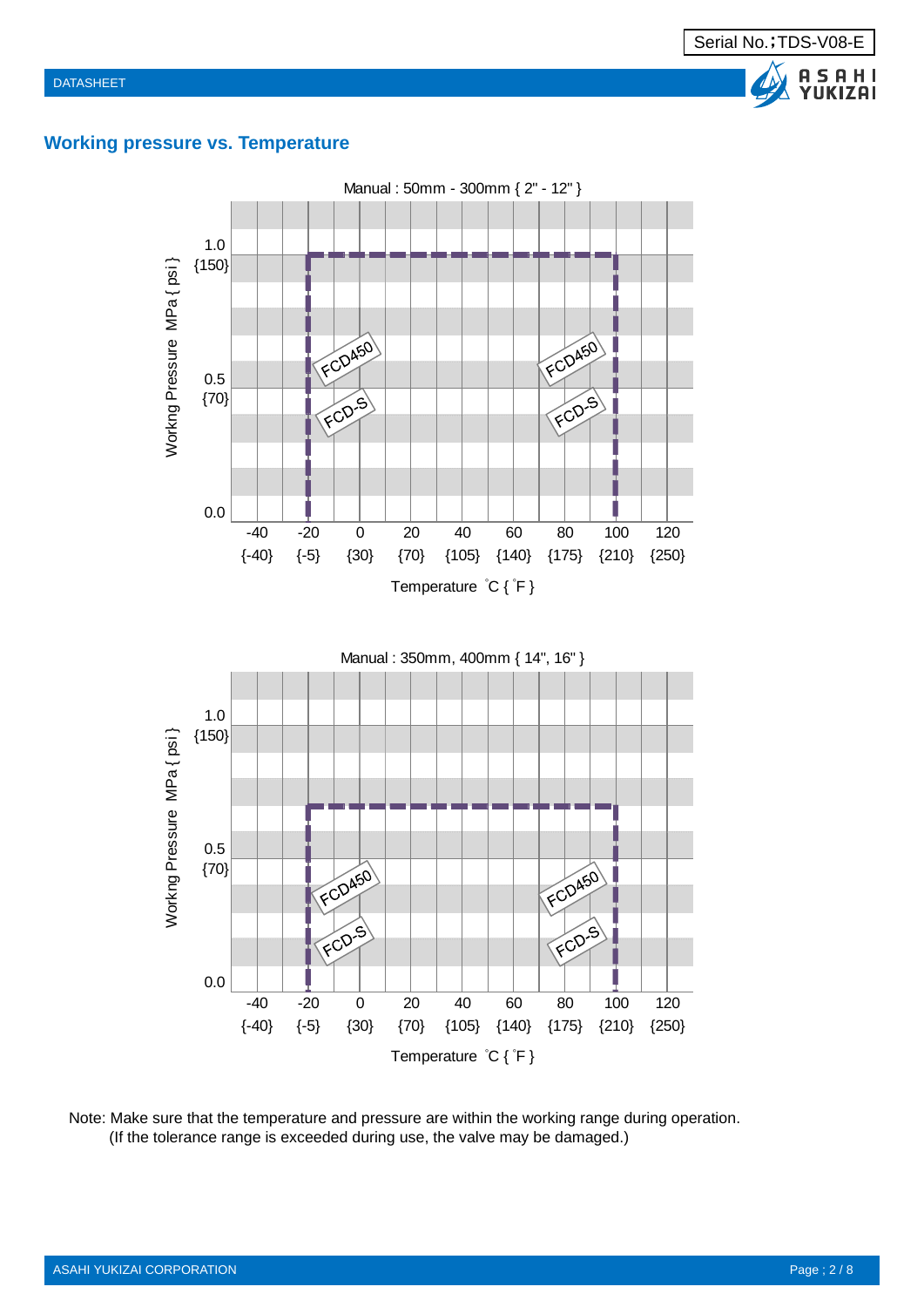## Working pressure vs. Temperature

Manual : 50mm - 300mm { 2" - 12" }

Workng Pressure MPa { psi }

1.0 {150}
0.5 {70}
0.0

FCD450
FCD-S
FCD450
FCD-S

-40 {-40} | -20 {-5} | 0 {30} | 20 {70} | 40 {105} | 60 {140} | 80 {175} | 100 {210} | 120 {250}

Temperature ℃ { ℉ }

Manual : 350mm, 400mm { 14", 16" }

Workng Pressure MPa { psi }

1.0 {150}
0.5 {70}
0.0

FCD450
FCD-S
FCD450
FCD-S

-40 {-40} | -20 {-5} | 0 {30} | 20 {70} | 40 {105} | 60 {140} | 80 {175} | 100 {210} | 120 {250}

Temperature ℃ { ℉ }

Note: Make sure that the temperature and pressure are within the working range during operation.
(If the tolerance range is exceeded during use, the valve may be damaged.)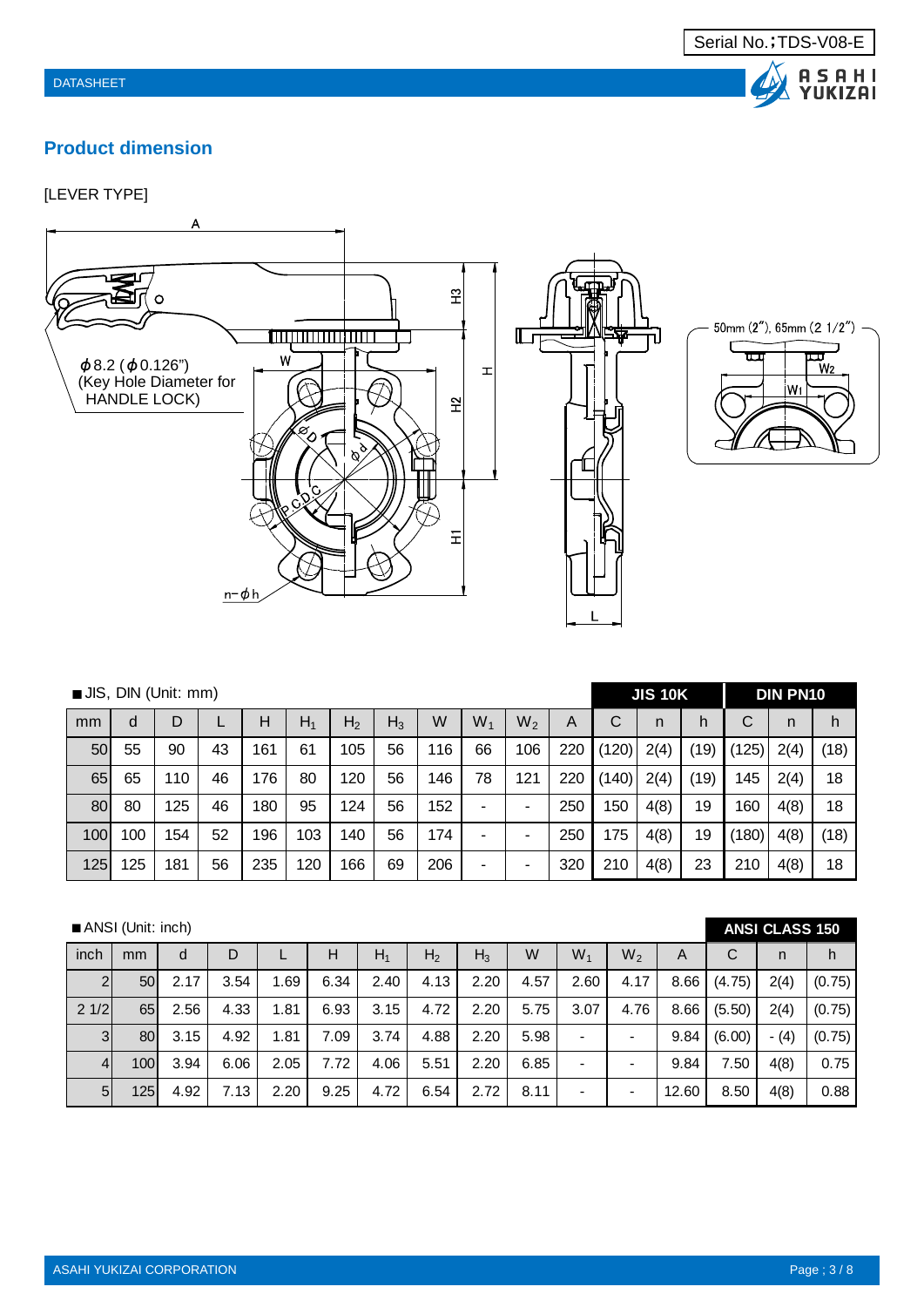Serial No.；TDS-V08-E

## Product dimension

[LEVER TYPE]

ϕ8.2 (ϕ0.126") (Key Hole Diameter for HANDLE LOCK)

50mm (2"), 65mm (2 1/2")

■ JIS, DIN (Unit: mm)

| | | | | | | | | | | | | JIS 10K | | | DIN PN10 | | |
|---|---|---|---|---|---|---|---|---|---|---|---|---|---|---|---|---|---|
| mm | d | D | L | H | $H_1$ | $H_2$ | $H_3$ | W | $W_1$ | $W_2$ | A | C | n | h | C | n | h |
| 50 | 55 | 90 | 43 | 161 | 61 | 105 | 56 | 116 | 66 | 106 | 220 | (120) | 2(4) | (19) | (125) | 2(4) | (18) |
| 65 | 65 | 110 | 46 | 176 | 80 | 120 | 56 | 146 | 78 | 121 | 220 | (140) | 2(4) | (19) | 145 | 2(4) | 18 |
| 80 | 80 | 125 | 46 | 180 | 95 | 124 | 56 | 152 | - | - | 250 | 150 | 4(8) | 19 | 160 | 4(8) | 18 |
| 100 | 100 | 154 | 52 | 196 | 103 | 140 | 56 | 174 | - | - | 250 | 175 | 4(8) | 19 | (180) | 4(8) | (18) |
| 125 | 125 | 181 | 56 | 235 | 120 | 166 | 69 | 206 | - | - | 320 | 210 | 4(8) | 23 | 210 | 4(8) | 18 |

■ ANSI (Unit: inch)

| | | | | | | | | | | | | | ANSI CLASS 150 | | |
|---|---|---|---|---|---|---|---|---|---|---|---|---|---|---|---|
| inch | mm | d | D | L | H | $H_1$ | $H_2$ | $H_3$ | W | $W_1$ | $W_2$ | A | C | n | h |
| 2 | 50 | 2.17 | 3.54 | 1.69 | 6.34 | 2.40 | 4.13 | 2.20 | 4.57 | 2.60 | 4.17 | 8.66 | (4.75) | 2(4) | (0.75) |
| 2 1/2 | 65 | 2.56 | 4.33 | 1.81 | 6.93 | 3.15 | 4.72 | 2.20 | 5.75 | 3.07 | 4.76 | 8.66 | (5.50) | 2(4) | (0.75) |
| 3 | 80 | 3.15 | 4.92 | 1.81 | 7.09 | 3.74 | 4.88 | 2.20 | 5.98 | - | - | 9.84 | (6.00) | - (4) | (0.75) |
| 4 | 100 | 3.94 | 6.06 | 2.05 | 7.72 | 4.06 | 5.51 | 2.20 | 6.85 | - | - | 9.84 | 7.50 | 4(8) | 0.75 |
| 5 | 125 | 4.92 | 7.13 | 2.20 | 9.25 | 4.72 | 6.54 | 2.72 | 8.11 | - | - | 12.60 | 8.50 | 4(8) | 0.88 |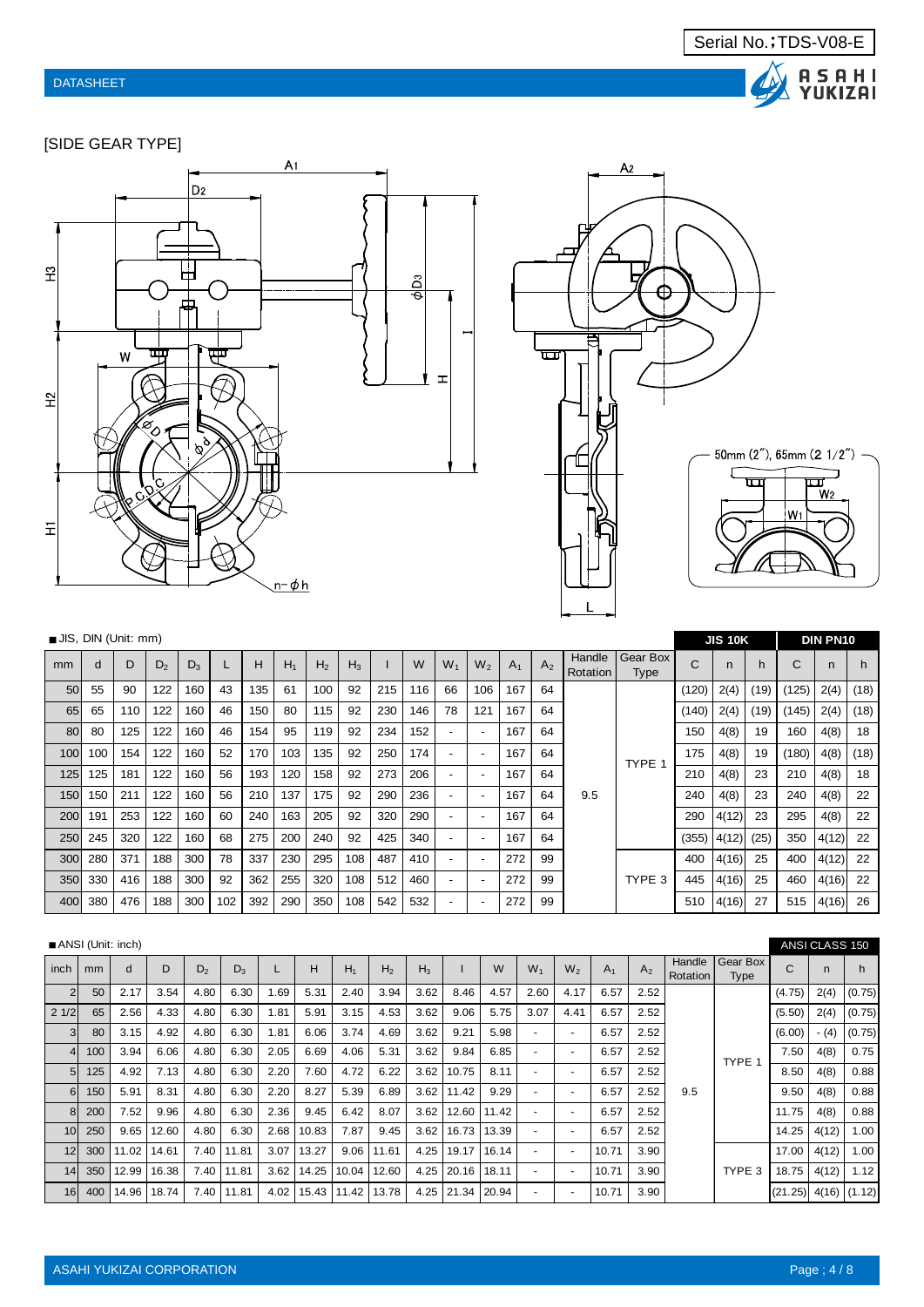Serial No.;TDS-V08-E

DATASHEET

## [SIDE GEAR TYPE]

50mm (2"), 65mm (2 1/2")

■JIS, DIN (Unit: mm)

| mm | d | D | $D_2$ | $D_3$ | L | H | $H_1$ | $H_2$ | $H_3$ | I | W | $W_1$ | $W_2$ | $A_1$ | $A_2$ | Handle Rotation | Gear Box Type | JIS 10K C | JIS 10K n | JIS 10K h | DIN PN10 C | DIN PN10 n | DIN PN10 h |
|---|---|---|---|---|---|---|---|---|---|---|---|---|---|---|---|---|---|---|---|---|---|---|---|
| 50 | 55 | 90 | 122 | 160 | 43 | 135 | 61 | 100 | 92 | 215 | 116 | 66 | 106 | 167 | 64 | 9.5 | TYPE 1 | (120) | 2(4) | (19) | (125) | 2(4) | (18) |
| 65 | 65 | 110 | 122 | 160 | 46 | 150 | 80 | 115 | 92 | 230 | 146 | 78 | 121 | 167 | 64 | | | (140) | 2(4) | (19) | (145) | 2(4) | (18) |
| 80 | 80 | 125 | 122 | 160 | 46 | 154 | 95 | 119 | 92 | 234 | 152 | - | - | 167 | 64 | | | 150 | 4(8) | 19 | 160 | 4(8) | 18 |
| 100 | 100 | 154 | 122 | 160 | 52 | 170 | 103 | 135 | 92 | 250 | 174 | - | - | 167 | 64 | | | 175 | 4(8) | 19 | (180) | 4(8) | (18) |
| 125 | 125 | 181 | 122 | 160 | 56 | 193 | 120 | 158 | 92 | 273 | 206 | - | - | 167 | 64 | | | 210 | 4(8) | 23 | 210 | 4(8) | 18 |
| 150 | 150 | 211 | 122 | 160 | 56 | 210 | 137 | 175 | 92 | 290 | 236 | - | - | 167 | 64 | | | 240 | 4(8) | 23 | 240 | 4(8) | 22 |
| 200 | 191 | 253 | 122 | 160 | 60 | 240 | 163 | 205 | 92 | 320 | 290 | - | - | 167 | 64 | | | 290 | 4(12) | 23 | 295 | 4(8) | 22 |
| 250 | 245 | 320 | 122 | 160 | 68 | 275 | 200 | 240 | 92 | 425 | 340 | - | - | 167 | 64 | | | (355) | 4(12) | (25) | 350 | 4(12) | 22 |
| 300 | 280 | 371 | 188 | 300 | 78 | 337 | 230 | 295 | 108 | 487 | 410 | - | - | 272 | 99 | | TYPE 3 | 400 | 4(16) | 25 | 400 | 4(12) | 22 |
| 350 | 330 | 416 | 188 | 300 | 92 | 362 | 255 | 320 | 108 | 512 | 460 | - | - | 272 | 99 | | | 445 | 4(16) | 25 | 460 | 4(16) | 22 |
| 400 | 380 | 476 | 188 | 300 | 102 | 392 | 290 | 350 | 108 | 542 | 532 | - | - | 272 | 99 | | | 510 | 4(16) | 27 | 515 | 4(16) | 26 |

■ANSI (Unit: inch)

| inch | mm | d | D | $D_2$ | $D_3$ | L | H | $H_1$ | $H_2$ | $H_3$ | I | W | $W_1$ | $W_2$ | $A_1$ | $A_2$ | Handle Rotation | Gear Box Type | ANSI CLASS 150 C | ANSI CLASS 150 n | ANSI CLASS 150 h |
|---|---|---|---|---|---|---|---|---|---|---|---|---|---|---|---|---|---|---|---|---|---|
| 2 | 50 | 2.17 | 3.54 | 4.80 | 6.30 | 1.69 | 5.31 | 2.40 | 3.94 | 3.62 | 8.46 | 4.57 | 2.60 | 4.17 | 6.57 | 2.52 | 9.5 | TYPE 1 | (4.75) | 2(4) | (0.75) |
| 2 1/2 | 65 | 2.56 | 4.33 | 4.80 | 6.30 | 1.81 | 5.91 | 3.15 | 4.53 | 3.62 | 9.06 | 5.75 | 3.07 | 4.41 | 6.57 | 2.52 | | | (5.50) | 2(4) | (0.75) |
| 3 | 80 | 3.15 | 4.92 | 4.80 | 6.30 | 1.81 | 6.06 | 3.74 | 4.69 | 3.62 | 9.21 | 5.98 | - | - | 6.57 | 2.52 | | | (6.00) | - (4) | (0.75) |
| 4 | 100 | 3.94 | 6.06 | 4.80 | 6.30 | 2.05 | 6.69 | 4.06 | 5.31 | 3.62 | 9.84 | 6.85 | - | - | 6.57 | 2.52 | | | 7.50 | 4(8) | 0.75 |
| 5 | 125 | 4.92 | 7.13 | 4.80 | 6.30 | 2.20 | 7.60 | 4.72 | 6.22 | 3.62 | 10.75 | 8.11 | - | - | 6.57 | 2.52 | | | 8.50 | 4(8) | 0.88 |
| 6 | 150 | 5.91 | 8.31 | 4.80 | 6.30 | 2.20 | 8.27 | 5.39 | 6.89 | 3.62 | 11.42 | 9.29 | - | - | 6.57 | 2.52 | | | 9.50 | 4(8) | 0.88 |
| 8 | 200 | 7.52 | 9.96 | 4.80 | 6.30 | 2.36 | 9.45 | 6.42 | 8.07 | 3.62 | 12.60 | 11.42 | - | - | 6.57 | 2.52 | | | 11.75 | 4(8) | 0.88 |
| 10 | 250 | 9.65 | 12.60 | 4.80 | 6.30 | 2.68 | 10.83 | 7.87 | 9.45 | 3.62 | 16.73 | 13.39 | - | - | 6.57 | 2.52 | | | 14.25 | 4(12) | 1.00 |
| 12 | 300 | 11.02 | 14.61 | 7.40 | 11.81 | 3.07 | 13.27 | 9.06 | 11.61 | 4.25 | 19.17 | 16.14 | - | - | 10.71 | 3.90 | | TYPE 3 | 17.00 | 4(12) | 1.00 |
| 14 | 350 | 12.99 | 16.38 | 7.40 | 11.81 | 3.62 | 14.25 | 10.04 | 12.60 | 4.25 | 20.16 | 18.11 | - | - | 10.71 | 3.90 | | | 18.75 | 4(12) | 1.12 |
| 16 | 400 | 14.96 | 18.74 | 7.40 | 11.81 | 4.02 | 15.43 | 11.42 | 13.78 | 4.25 | 21.34 | 20.94 | - | - | 10.71 | 3.90 | | | (21.25) | 4(16) | (1.12) |

ASAHI YUKIZAI CORPORATION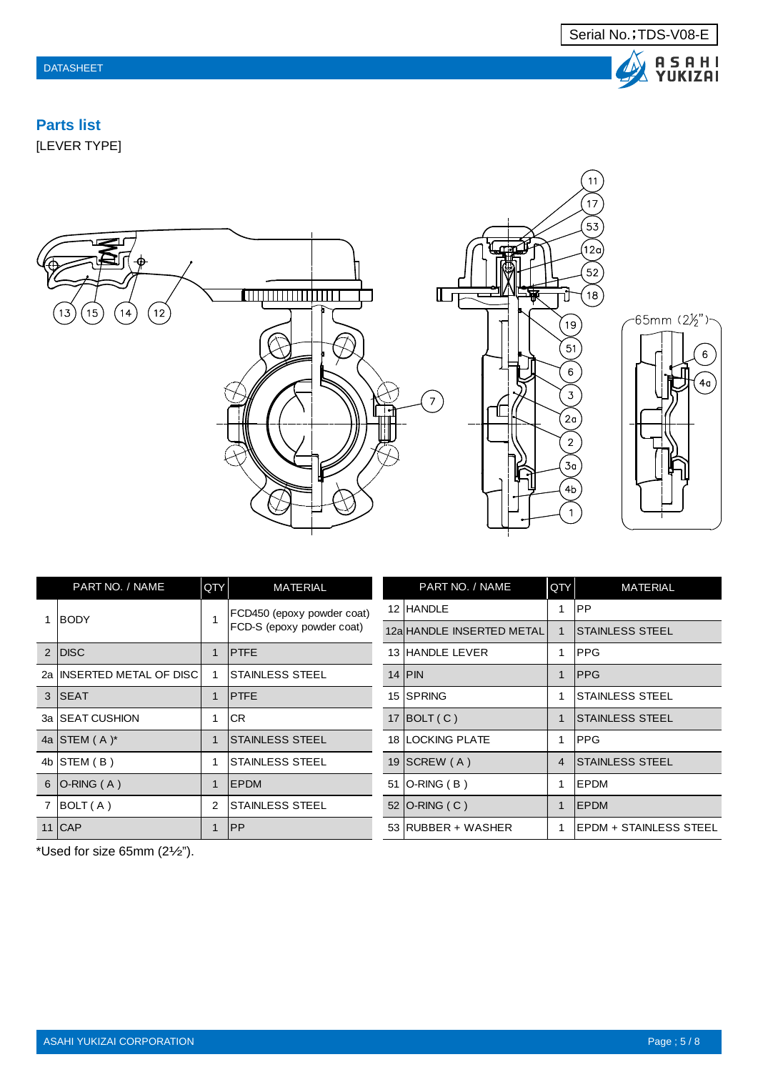## Parts list

[LEVER TYPE]

| PART NO. / NAME | | QTY | MATERIAL |
|---|---|---|---|
| 1 | BODY | 1 | FCD450 (epoxy powder coat)<br>FCD-S (epoxy powder coat) |
| 2 | DISC | 1 | PTFE |
| 2a | INSERTED METAL OF DISC | 1 | STAINLESS STEEL |
| 3 | SEAT | 1 | PTFE |
| 3a | SEAT CUSHION | 1 | CR |
| 4a | STEM ( A )* | 1 | STAINLESS STEEL |
| 4b | STEM ( B ) | 1 | STAINLESS STEEL |
| 6 | O-RING ( A ) | 1 | EPDM |
| 7 | BOLT ( A ) | 2 | STAINLESS STEEL |
| 11 | CAP | 1 | PP |

| PART NO. / NAME | | QTY | MATERIAL |
|---|---|---|---|
| 12 | HANDLE | 1 | PP |
| 12a | HANDLE INSERTED METAL | 1 | STAINLESS STEEL |
| 13 | HANDLE LEVER | 1 | PPG |
| 14 | PIN | 1 | PPG |
| 15 | SPRING | 1 | STAINLESS STEEL |
| 17 | BOLT ( C ) | 1 | STAINLESS STEEL |
| 18 | LOCKING PLATE | 1 | PPG |
| 19 | SCREW ( A ) | 4 | STAINLESS STEEL |
| 51 | O-RING ( B ) | 1 | EPDM |
| 52 | O-RING ( C ) | 1 | EPDM |
| 53 | RUBBER + WASHER | 1 | EPDM + STAINLESS STEEL |

*Used for size 65mm (2½").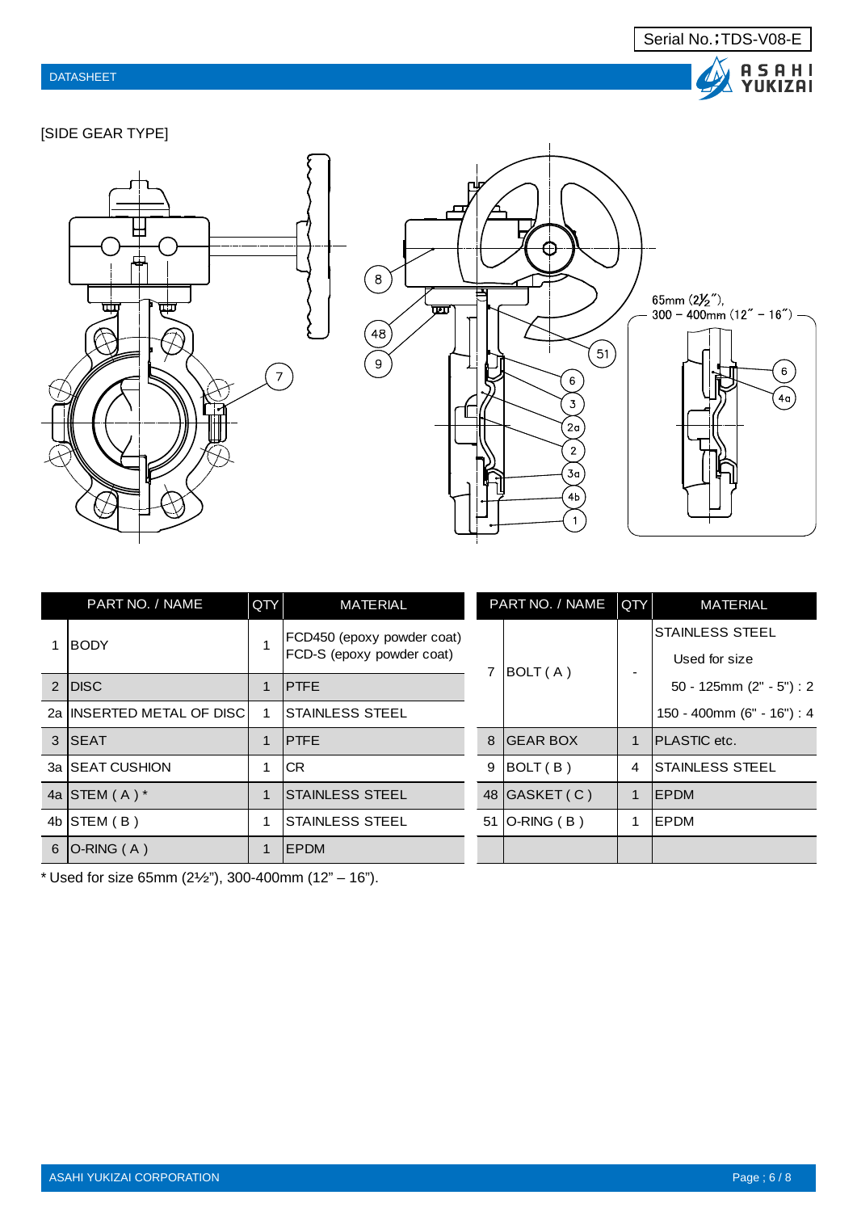Serial No.;TDS-V08-E

DATASHEET

[SIDE GEAR TYPE]

65mm (2½"), 300 – 400mm (12" – 16")

| PART NO. / NAME | | QTY | MATERIAL |
|---|---|---|---|
| 1 | BODY | 1 | FCD450 (epoxy powder coat) FCD-S (epoxy powder coat) |
| 2 | DISC | 1 | PTFE |
| 2a | INSERTED METAL OF DISC | 1 | STAINLESS STEEL |
| 3 | SEAT | 1 | PTFE |
| 3a | SEAT CUSHION | 1 | CR |
| 4a | STEM ( A ) * | 1 | STAINLESS STEEL |
| 4b | STEM ( B ) | 1 | STAINLESS STEEL |
| 6 | O-RING ( A ) | 1 | EPDM |

| PART NO. / NAME | | QTY | MATERIAL |
|---|---|---|---|
| 7 | BOLT ( A ) | - | STAINLESS STEEL<br>Used for size<br>50 - 125mm (2" - 5") : 2<br>150 - 400mm (6" - 16") : 4 |
| 8 | GEAR BOX | 1 | PLASTIC etc. |
| 9 | BOLT ( B ) | 4 | STAINLESS STEEL |
| 48 | GASKET ( C ) | 1 | EPDM |
| 51 | O-RING ( B ) | 1 | EPDM |

* Used for size 65mm (2½"), 300-400mm (12" – 16").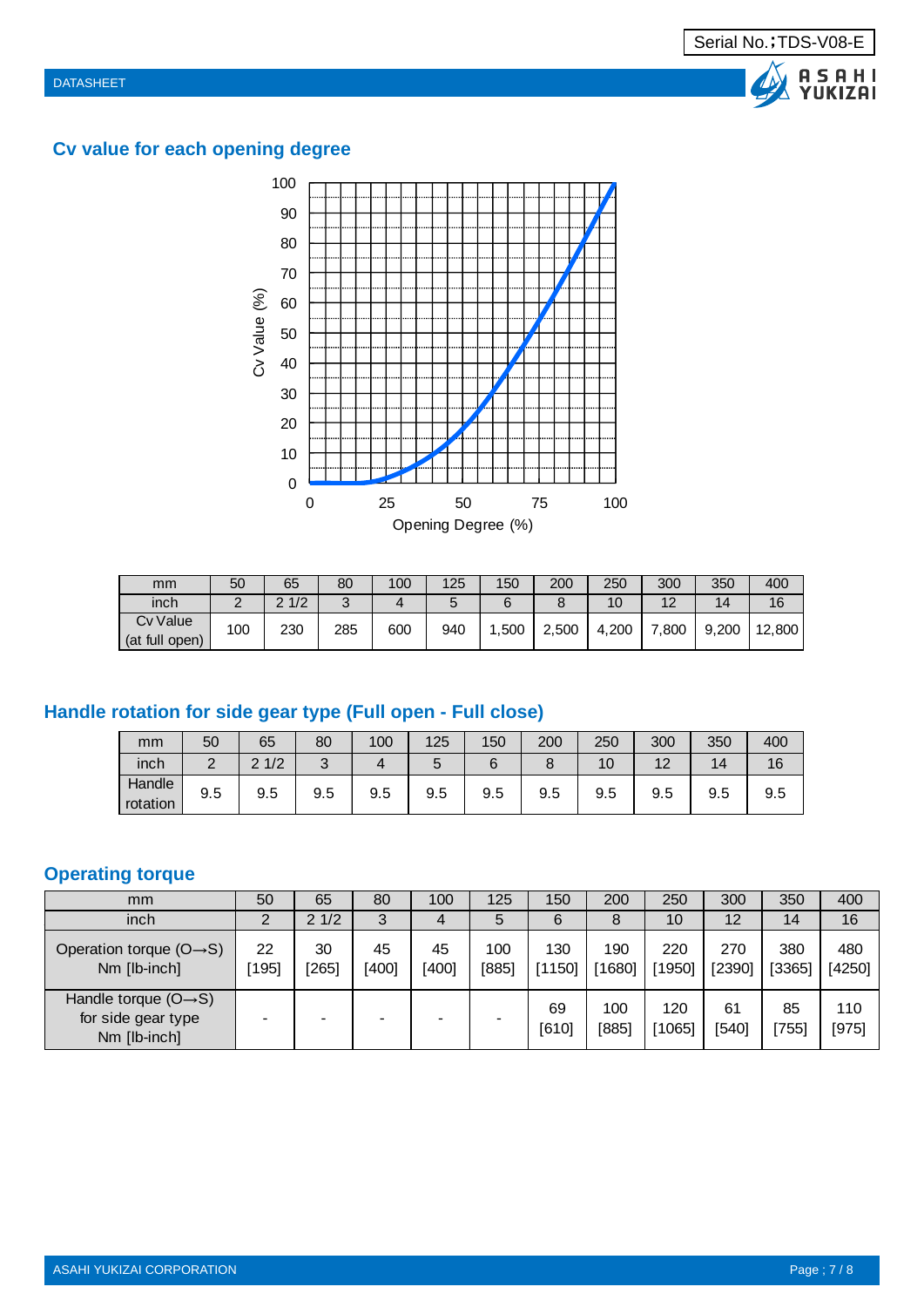## Cv value for each opening degree

| mm | 50 | 65 | 80 | 100 | 125 | 150 | 200 | 250 | 300 | 350 | 400 |
|---|---|---|---|---|---|---|---|---|---|---|---|
| inch | 2 | 2 1/2 | 3 | 4 | 5 | 6 | 8 | 10 | 12 | 14 | 16 |
| Cv Value (at full open) | 100 | 230 | 285 | 600 | 940 | 1,500 | 2,500 | 4,200 | 7,800 | 9,200 | 12,800 |

## Handle rotation for side gear type (Full open - Full close)

| mm | 50 | 65 | 80 | 100 | 125 | 150 | 200 | 250 | 300 | 350 | 400 |
|---|---|---|---|---|---|---|---|---|---|---|---|
| inch | 2 | 2 1/2 | 3 | 4 | 5 | 6 | 8 | 10 | 12 | 14 | 16 |
| Handle rotation | 9.5 | 9.5 | 9.5 | 9.5 | 9.5 | 9.5 | 9.5 | 9.5 | 9.5 | 9.5 | 9.5 |

## Operating torque

| mm | 50 | 65 | 80 | 100 | 125 | 150 | 200 | 250 | 300 | 350 | 400 |
|---|---|---|---|---|---|---|---|---|---|---|---|
| inch | 2 | 2 1/2 | 3 | 4 | 5 | 6 | 8 | 10 | 12 | 14 | 16 |
| Operation torque (O→S) Nm [lb-inch] | 22 [195] | 30 [265] | 45 [400] | 45 [400] | 100 [885] | 130 [1150] | 190 [1680] | 220 [1950] | 270 [2390] | 380 [3365] | 480 [4250] |
| Handle torque (O→S) for side gear type Nm [lb-inch] | - | - | - | - | - | 69 [610] | 100 [885] | 120 [1065] | 61 [540] | 85 [755] | 110 [975] |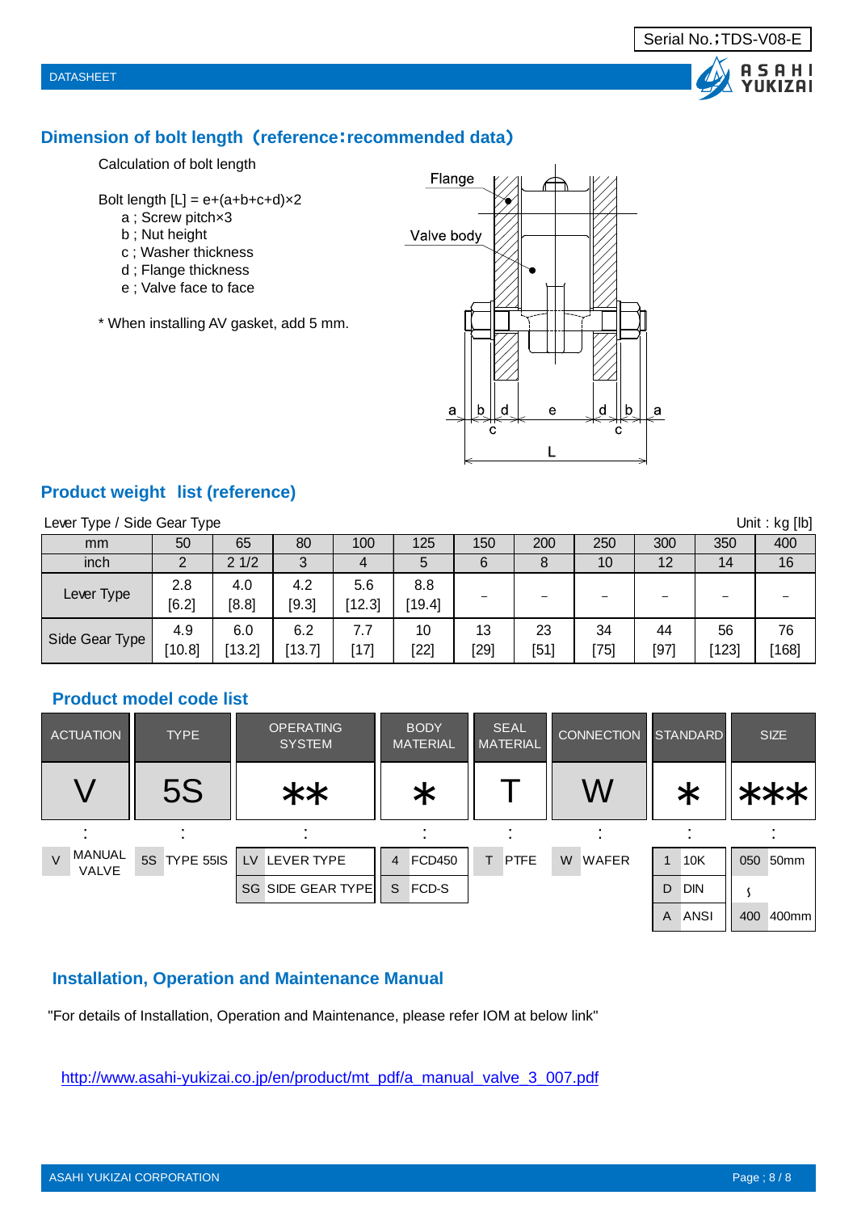Serial No.；TDS-V08-E

DATASHEET

## Dimension of bolt length（reference：recommended data）

Calculation of bolt length

Bolt length [L] = e+(a+b+c+d)×2
- a ; Screw pitch×3
- b ; Nut height
- c ; Washer thickness
- d ; Flange thickness
- e ; Valve face to face

\* When installing AV gasket, add 5 mm.

Flange

Valve body

a b d e d b a

c c

L

## Product weight list (reference)

Lever Type / Side Gear Type

Unit : kg [lb]

| mm | 50 | 65 | 80 | 100 | 125 | 150 | 200 | 250 | 300 | 350 | 400 |
|---|---|---|---|---|---|---|---|---|---|---|---|
| inch | 2 | 2 1/2 | 3 | 4 | 5 | 6 | 8 | 10 | 12 | 14 | 16 |
| Lever Type | 2.8 [6.2] | 4.0 [8.8] | 4.2 [9.3] | 5.6 [12.3] | 8.8 [19.4] | – | – | – | – | – | – |
| Side Gear Type | 4.9 [10.8] | 6.0 [13.2] | 6.2 [13.7] | 7.7 [17] | 10 [22] | 13 [29] | 23 [51] | 34 [75] | 44 [97] | 56 [123] | 76 [168] |

## Product model code list

| ACTUATION | TYPE | OPERATING SYSTEM | BODY MATERIAL | SEAL MATERIAL | CONNECTION | STANDARD | SIZE |
|---|---|---|---|---|---|---|---|
| V | 5S | ** | * | T | W | * | *** |
| V MANUAL VALVE | 5S TYPE 55IS | LV LEVER TYPE | 4 FCD450 | T PTFE | W WAFER | 1 10K | 050 50mm |
| | | SG SIDE GEAR TYPE | S FCD-S | | | D DIN | ∫ |
| | | | | | | A ANSI | 400 400mm |

## Installation, Operation and Maintenance Manual

"For details of Installation, Operation and Maintenance, please refer IOM at below link"

http://www.asahi-yukizai.co.jp/en/product/mt_pdf/a_manual_valve_3_007.pdf